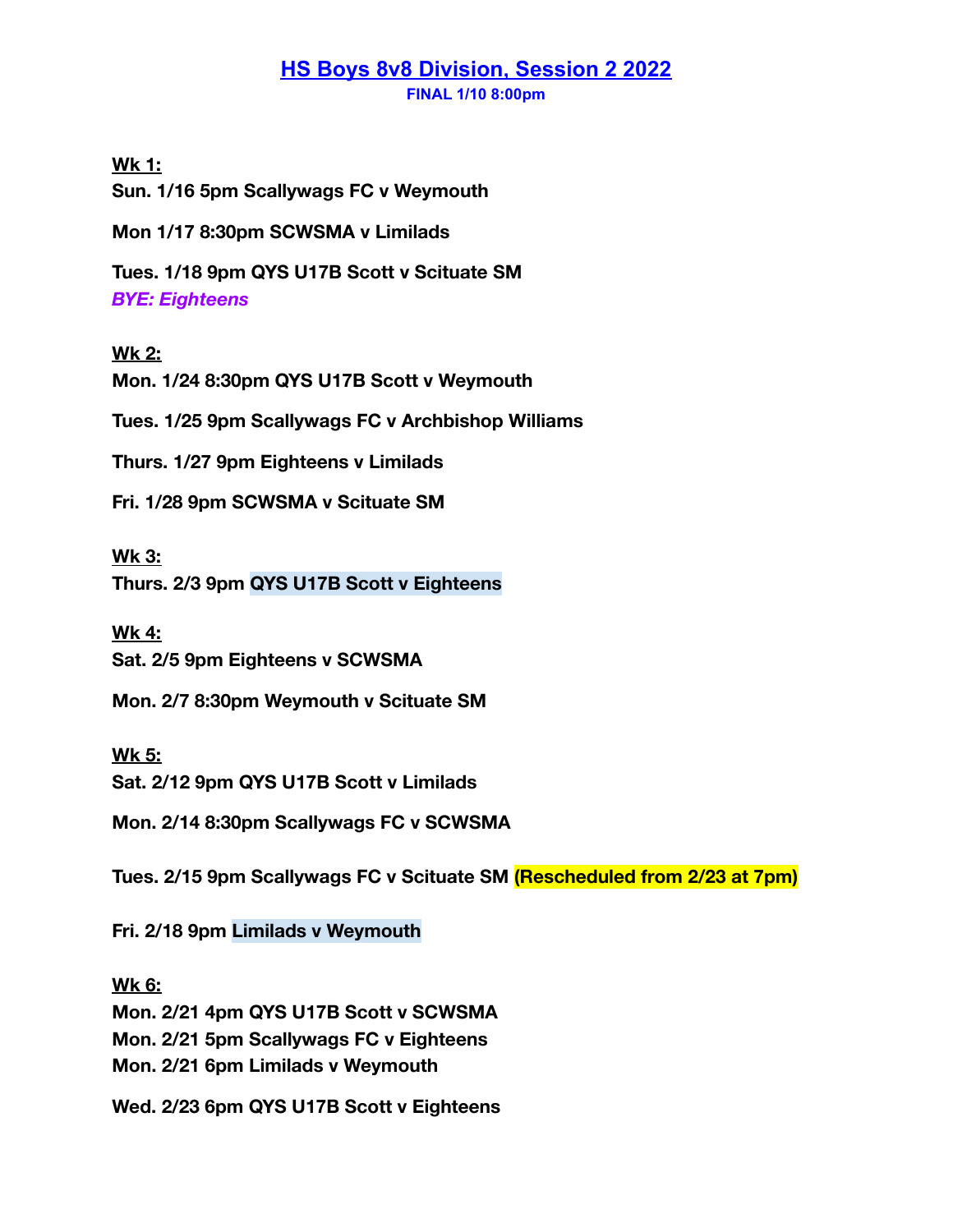# HS Boys 8v8 Division, Session 2 2022

**FINAL 1/10 8:00pm**

**Wk 1:**

**Sun. 1/16 5pm Scallywags FC v Weymouth**

**Mon 1/17 8:30pm SCWSMA v Limilads**

**Tues. 1/18 9pm QYS U17B Scott v Scituate SM**

***BYE: Eighteens***

**Wk 2:**

**Mon. 1/24 8:30pm QYS U17B Scott v Weymouth**

**Tues. 1/25 9pm Scallywags FC v Archbishop Williams**

**Thurs. 1/27 9pm Eighteens v Limilads**

**Fri. 1/28 9pm SCWSMA v Scituate SM**

**Wk 3:**

**Thurs. 2/3 9pm QYS U17B Scott v Eighteens**

**Wk 4:**

**Sat. 2/5 9pm Eighteens v SCWSMA**

**Mon. 2/7 8:30pm Weymouth v Scituate SM**

**Wk 5:**

**Sat. 2/12 9pm QYS U17B Scott v Limilads**

**Mon. 2/14 8:30pm Scallywags FC v SCWSMA**

**Tues. 2/15 9pm Scallywags FC v Scituate SM (Rescheduled from 2/23 at 7pm)**

**Fri. 2/18 9pm Limilads v Weymouth**

**Wk 6:**

**Mon. 2/21 4pm QYS U17B Scott v SCWSMA**
**Mon. 2/21 5pm Scallywags FC v Eighteens**
**Mon. 2/21 6pm Limilads v Weymouth**

**Wed. 2/23 6pm QYS U17B Scott v Eighteens**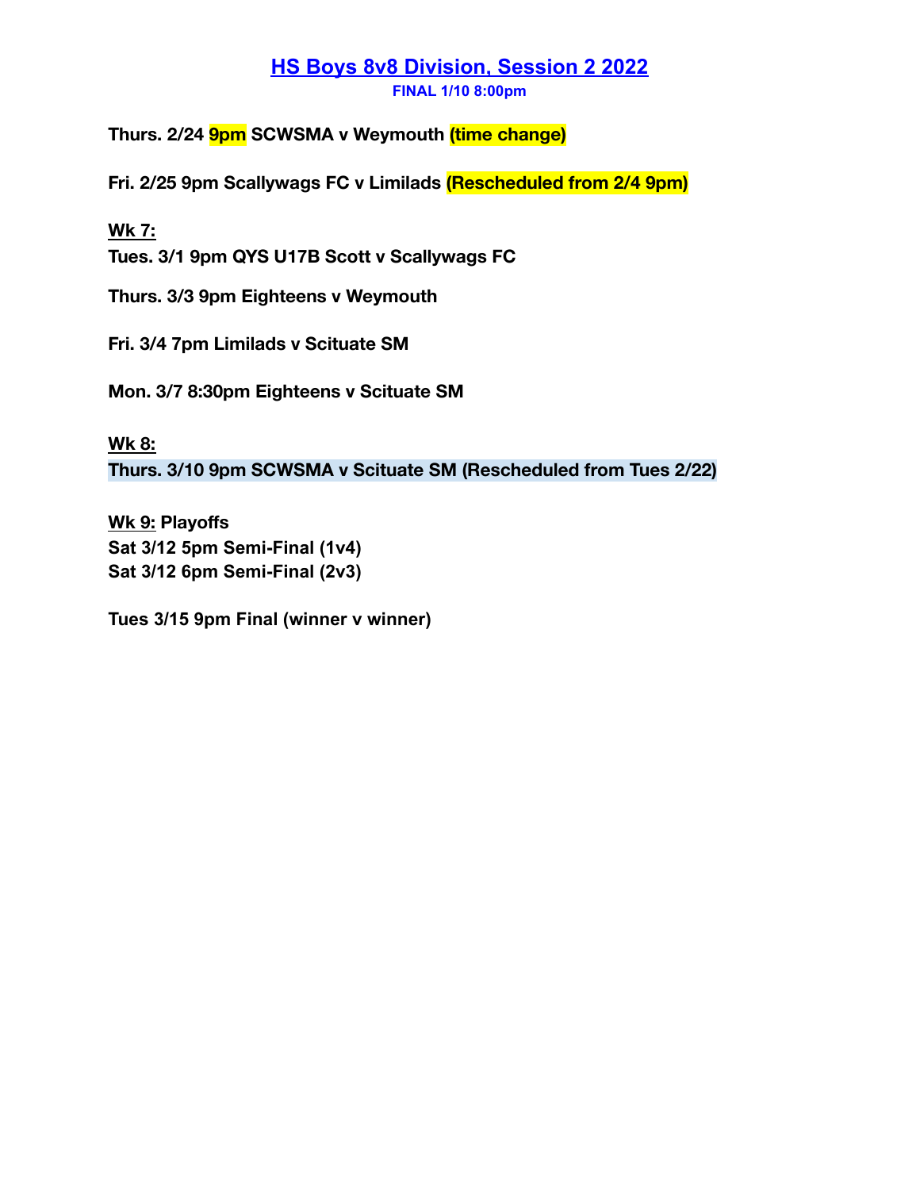# HS Boys 8v8 Division, Session 2 2022

**FINAL 1/10 8:00pm**

**Thurs. 2/24 9pm SCWSMA v Weymouth (time change)**

**Fri. 2/25 9pm Scallywags FC v Limilads (Rescheduled from 2/4 9pm)**

**Wk 7:**

**Tues. 3/1 9pm QYS U17B Scott v Scallywags FC**

**Thurs. 3/3 9pm Eighteens v Weymouth**

**Fri. 3/4 7pm Limilads v Scituate SM**

**Mon. 3/7 8:30pm Eighteens v Scituate SM**

**Wk 8:**

**Thurs. 3/10 9pm SCWSMA v Scituate SM (Rescheduled from Tues 2/22)**

**Wk 9: Playoffs**

**Sat 3/12 5pm Semi-Final (1v4)**

**Sat 3/12 6pm Semi-Final (2v3)**

**Tues 3/15 9pm Final (winner v winner)**